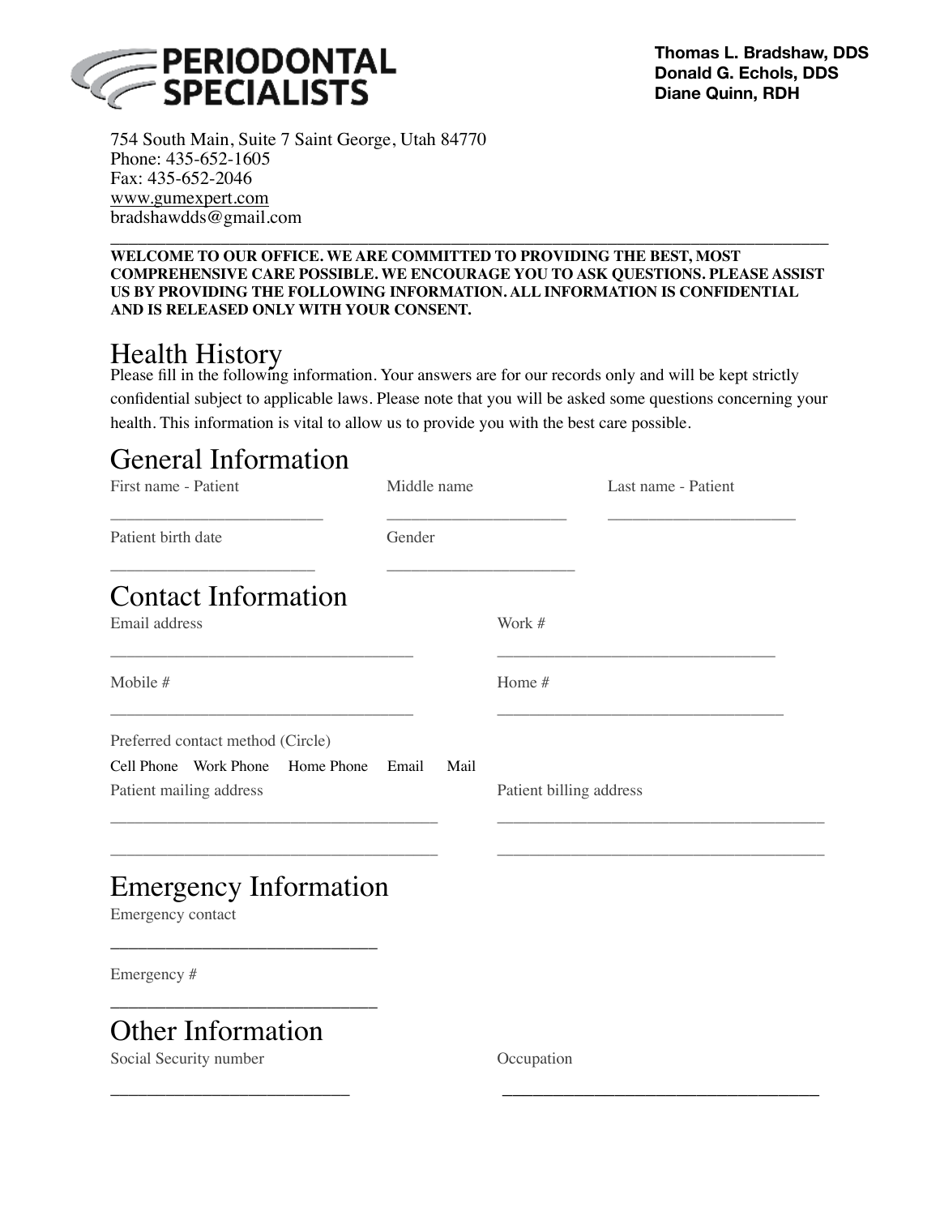**PERIODONTAL SPECIALISTS**

**Thomas L. Bradshaw, DDS**
**Donald G. Echols, DDS**
**Diane Quinn, RDH**

754 South Main, Suite 7 Saint George, Utah 84770
Phone: 435-652-1605
Fax: 435-652-2046
www.gumexpert.com
bradshawdds@gmail.com

---

**WELCOME TO OUR OFFICE. WE ARE COMMITTED TO PROVIDING THE BEST, MOST COMPREHENSIVE CARE POSSIBLE. WE ENCOURAGE YOU TO ASK QUESTIONS. PLEASE ASSIST US BY PROVIDING THE FOLLOWING INFORMATION. ALL INFORMATION IS CONFIDENTIAL AND IS RELEASED ONLY WITH YOUR CONSENT.**

# Health History

Please fill in the following information. Your answers are for our records only and will be kept strictly confidential subject to applicable laws. Please note that you will be asked some questions concerning your health. This information is vital to allow us to provide you with the best care possible.

## General Information

First name - Patient ________________________

Middle name ____________________

Last name - Patient ____________________

Patient birth date ______________________

Gender ____________________

## Contact Information

Email address __________________________________

Work # _______________________________

Mobile # __________________________________

Home # ________________________________

Preferred contact method (Circle)

Cell Phone    Work Phone    Home Phone    Email    Mail

Patient mailing address

_____________________________________

_____________________________________

Patient billing address

_____________________________________

_____________________________________

## Emergency Information

Emergency contact ______________________________

Emergency # ______________________________

## Other Information

Social Security number ___________________________

Occupation ___________________________________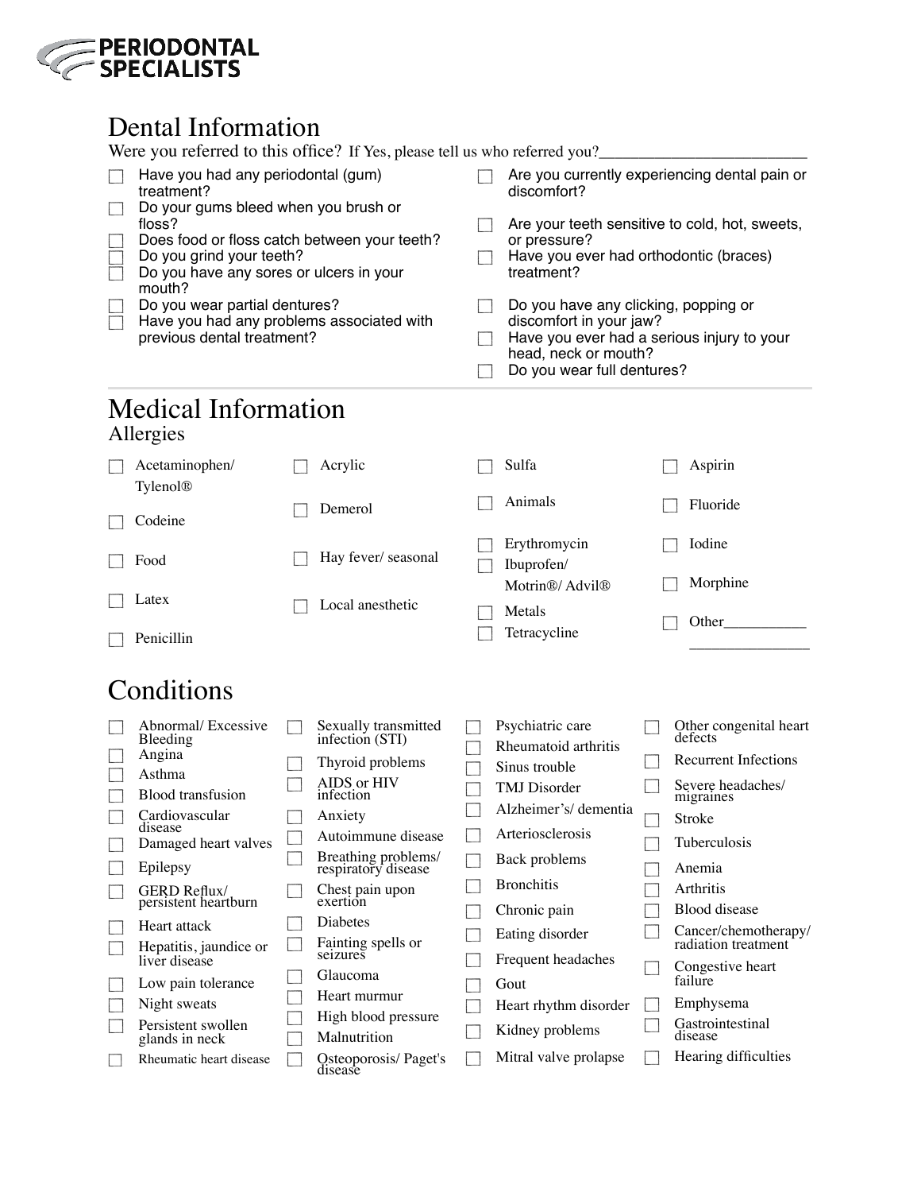**PERIODONTAL SPECIALISTS**

# Dental Information

Were you referred to this office? If Yes, please tell us who referred you?_________________________

- ☐ Have you had any periodontal (gum) treatment?
- ☐ Do your gums bleed when you brush or floss?
- ☐ Does food or floss catch between your teeth?
- ☐ Do you grind your teeth?
- ☐ Do you have any sores or ulcers in your mouth?
- ☐ Do you wear partial dentures?
- ☐ Have you had any problems associated with previous dental treatment?
- ☐ Are you currently experiencing dental pain or discomfort?
- ☐ Are your teeth sensitive to cold, hot, sweets, or pressure?
- ☐ Have you ever had orthodontic (braces) treatment?
- ☐ Do you have any clicking, popping or discomfort in your jaw?
- ☐ Have you ever had a serious injury to your head, neck or mouth?
- ☐ Do you wear full dentures?

# Medical Information

## Allergies

- ☐ Acetaminophen/ Tylenol®
- ☐ Codeine
- ☐ Food
- ☐ Latex
- ☐ Penicillin
- ☐ Acrylic
- ☐ Demerol
- ☐ Hay fever/ seasonal
- ☐ Local anesthetic
- ☐ Sulfa
- ☐ Animals
- ☐ Erythromycin
- ☐ Ibuprofen/ Motrin®/ Advil®
- ☐ Metals
- ☐ Tetracycline
- ☐ Aspirin
- ☐ Fluoride
- ☐ Iodine
- ☐ Morphine
- ☐ Other___________ ________________

# Conditions

- ☐ Abnormal/ Excessive Bleeding
- ☐ Angina
- ☐ Asthma
- ☐ Blood transfusion
- ☐ Cardiovascular disease
- ☐ Damaged heart valves
- ☐ Epilepsy
- ☐ GERD Reflux/ persistent heartburn
- ☐ Heart attack
- ☐ Hepatitis, jaundice or liver disease
- ☐ Low pain tolerance
- ☐ Night sweats
- ☐ Persistent swollen glands in neck
- ☐ Rheumatic heart disease
- ☐ Sexually transmitted infection (STI)
- ☐ Thyroid problems
- ☐ AIDS or HIV infection
- ☐ Anxiety
- ☐ Autoimmune disease
- ☐ Breathing problems/ respiratory disease
- ☐ Chest pain upon exertion
- ☐ Diabetes
- ☐ Fainting spells or seizures
- ☐ Glaucoma
- ☐ Heart murmur
- ☐ High blood pressure
- ☐ Malnutrition
- ☐ Osteoporosis/ Paget's disease
- ☐ Psychiatric care
- ☐ Rheumatoid arthritis
- ☐ Sinus trouble
- ☐ TMJ Disorder
- ☐ Alzheimer's/ dementia
- ☐ Arteriosclerosis
- ☐ Back problems
- ☐ Bronchitis
- ☐ Chronic pain
- ☐ Eating disorder
- ☐ Frequent headaches
- ☐ Gout
- ☐ Heart rhythm disorder
- ☐ Kidney problems
- ☐ Mitral valve prolapse
- ☐ Other congenital heart defects
- ☐ Recurrent Infections
- ☐ Severe headaches/ migraines
- ☐ Stroke
- ☐ Tuberculosis
- ☐ Anemia
- ☐ Arthritis
- ☐ Blood disease
- ☐ Cancer/chemotherapy/ radiation treatment
- ☐ Congestive heart failure
- ☐ Emphysema
- ☐ Gastrointestinal disease
- ☐ Hearing difficulties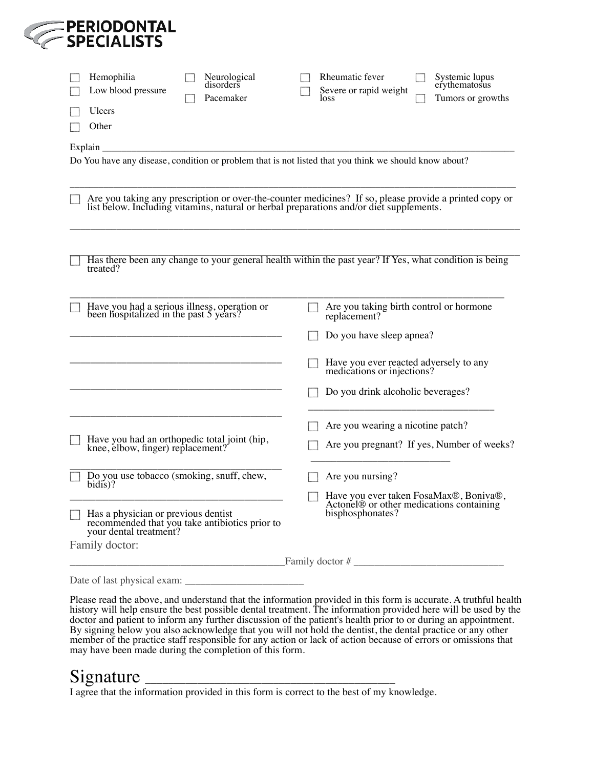**PERIODONTAL SPECIALISTS**

- ☐ Hemophilia
- ☐ Low blood pressure
- ☐ Neurological disorders
- ☐ Pacemaker
- ☐ Rheumatic fever
- ☐ Severe or rapid weight loss
- ☐ Systemic lupus erythematosus
- ☐ Tumors or growths
- ☐ Ulcers
- ☐ Other

Explain ______________________________________________________________________________

Do You have any disease, condition or problem that is not listed that you think we should know about?

______________________________________________________________________________

☐ Are you taking any prescription or over-the-counter medicines? If so, please provide a printed copy or list below. Including vitamins, natural or herbal preparations and/or diet supplements.

______________________________________________________________________________

☐ Has there been any change to your general health within the past year? If Yes, what condition is being treated?

______________________________________________________________________________

☐ Have you had a serious illness, operation or been hospitalized in the past 5 years?

______________________________________

______________________________________

______________________________________

______________________________________

☐ Have you had an orthopedic total joint (hip, knee, elbow, finger) replacement?

______________________________________

☐ Do you use tobacco (smoking, snuff, chew, bidis)?

______________________________________

☐ Has a physician or previous dentist recommended that you take antibiotics prior to your dental treatment?

☐ Are you taking birth control or hormone replacement?

☐ Do you have sleep apnea?

☐ Have you ever reacted adversely to any medications or injections?

☐ Do you drink alcoholic beverages?

______________________________________

☐ Are you wearing a nicotine patch?

☐ Are you pregnant? If yes, Number of weeks?

______________________________

☐ Are you nursing?

☐ Have you ever taken FosaMax®, Boniva®, Actonel® or other medications containing bisphosphonates?

Family doctor:

______________________________________ Family doctor # ______________________________

Date of last physical exam: ______________________

Please read the above, and understand that the information provided in this form is accurate. A truthful health history will help ensure the best possible dental treatment. The information provided here will be used by the doctor and patient to inform any further discussion of the patient's health prior to or during an appointment. By signing below you also acknowledge that you will not hold the dentist, the dental practice or any other member of the practice staff responsible for any action or lack of action because of errors or omissions that may have been made during the completion of this form.

Signature ______________________________________

I agree that the information provided in this form is correct to the best of my knowledge.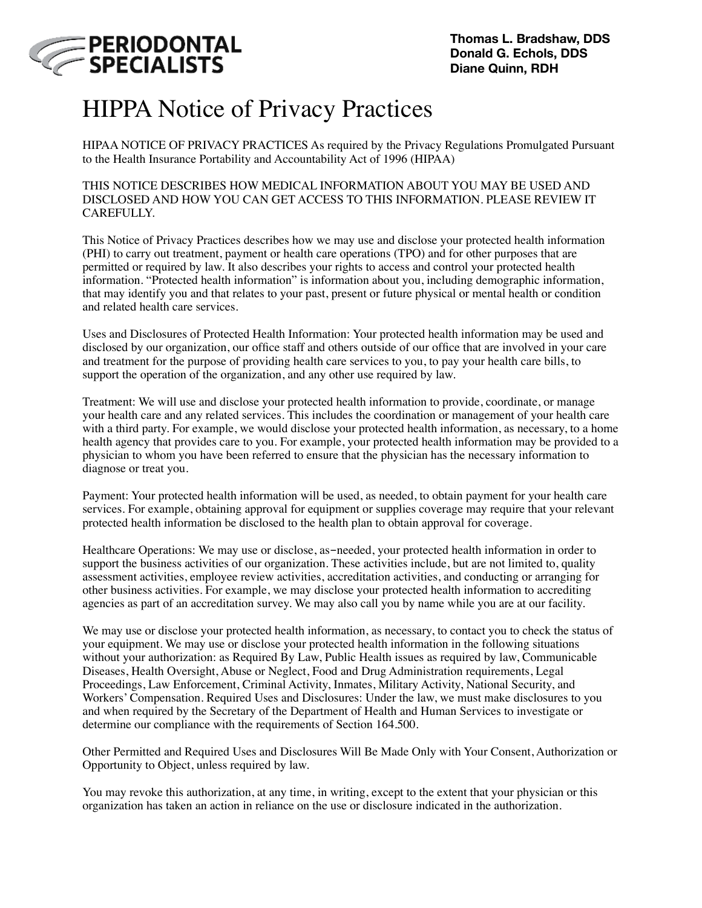**PERIODONTAL SPECIALISTS**

**Thomas L. Bradshaw, DDS**
**Donald G. Echols, DDS**
**Diane Quinn, RDH**

# HIPPA Notice of Privacy Practices

HIPAA NOTICE OF PRIVACY PRACTICES As required by the Privacy Regulations Promulgated Pursuant to the Health Insurance Portability and Accountability Act of 1996 (HIPAA)

THIS NOTICE DESCRIBES HOW MEDICAL INFORMATION ABOUT YOU MAY BE USED AND DISCLOSED AND HOW YOU CAN GET ACCESS TO THIS INFORMATION. PLEASE REVIEW IT CAREFULLY.

This Notice of Privacy Practices describes how we may use and disclose your protected health information (PHI) to carry out treatment, payment or health care operations (TPO) and for other purposes that are permitted or required by law. It also describes your rights to access and control your protected health information. "Protected health information" is information about you, including demographic information, that may identify you and that relates to your past, present or future physical or mental health or condition and related health care services.

Uses and Disclosures of Protected Health Information: Your protected health information may be used and disclosed by our organization, our office staff and others outside of our office that are involved in your care and treatment for the purpose of providing health care services to you, to pay your health care bills, to support the operation of the organization, and any other use required by law.

Treatment: We will use and disclose your protected health information to provide, coordinate, or manage your health care and any related services. This includes the coordination or management of your health care with a third party. For example, we would disclose your protected health information, as necessary, to a home health agency that provides care to you. For example, your protected health information may be provided to a physician to whom you have been referred to ensure that the physician has the necessary information to diagnose or treat you.

Payment: Your protected health information will be used, as needed, to obtain payment for your health care services. For example, obtaining approval for equipment or supplies coverage may require that your relevant protected health information be disclosed to the health plan to obtain approval for coverage.

Healthcare Operations: We may use or disclose, as-needed, your protected health information in order to support the business activities of our organization. These activities include, but are not limited to, quality assessment activities, employee review activities, accreditation activities, and conducting or arranging for other business activities. For example, we may disclose your protected health information to accrediting agencies as part of an accreditation survey. We may also call you by name while you are at our facility.

We may use or disclose your protected health information, as necessary, to contact you to check the status of your equipment. We may use or disclose your protected health information in the following situations without your authorization: as Required By Law, Public Health issues as required by law, Communicable Diseases, Health Oversight, Abuse or Neglect, Food and Drug Administration requirements, Legal Proceedings, Law Enforcement, Criminal Activity, Inmates, Military Activity, National Security, and Workers' Compensation. Required Uses and Disclosures: Under the law, we must make disclosures to you and when required by the Secretary of the Department of Health and Human Services to investigate or determine our compliance with the requirements of Section 164.500.

Other Permitted and Required Uses and Disclosures Will Be Made Only with Your Consent, Authorization or Opportunity to Object, unless required by law.

You may revoke this authorization, at any time, in writing, except to the extent that your physician or this organization has taken an action in reliance on the use or disclosure indicated in the authorization.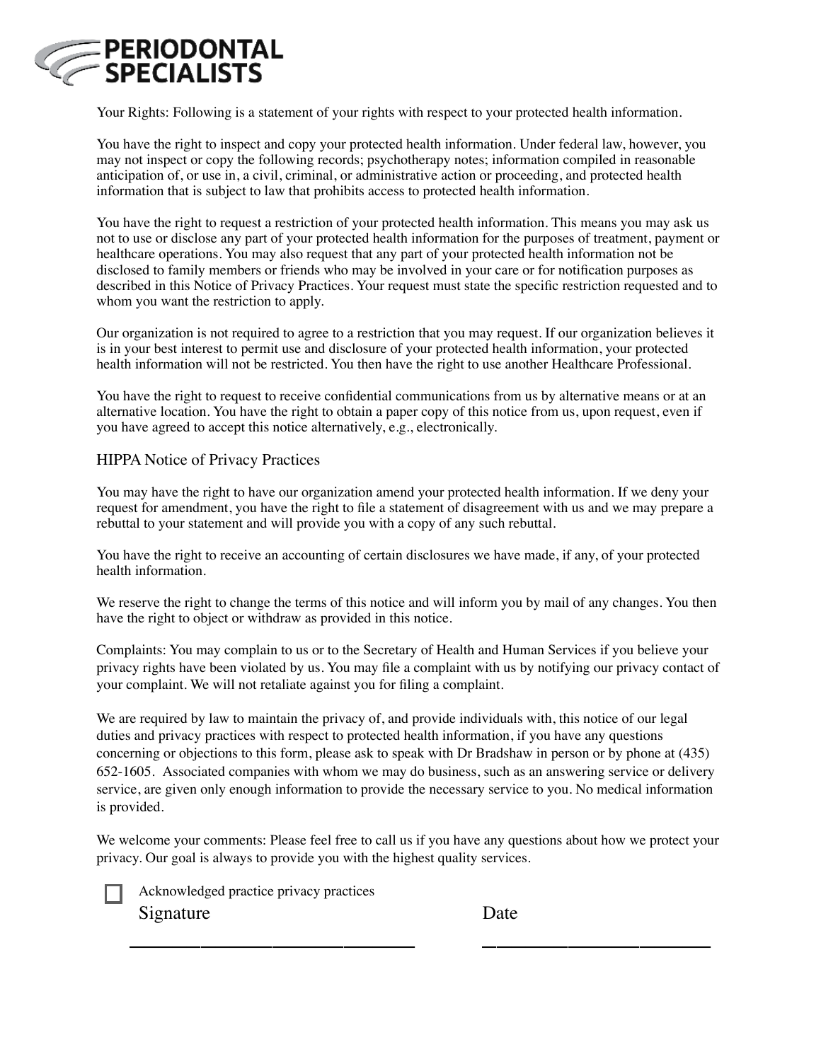# PERIODONTAL SPECIALISTS

Your Rights: Following is a statement of your rights with respect to your protected health information.

You have the right to inspect and copy your protected health information. Under federal law, however, you may not inspect or copy the following records; psychotherapy notes; information compiled in reasonable anticipation of, or use in, a civil, criminal, or administrative action or proceeding, and protected health information that is subject to law that prohibits access to protected health information.

You have the right to request a restriction of your protected health information. This means you may ask us not to use or disclose any part of your protected health information for the purposes of treatment, payment or healthcare operations. You may also request that any part of your protected health information not be disclosed to family members or friends who may be involved in your care or for notification purposes as described in this Notice of Privacy Practices. Your request must state the specific restriction requested and to whom you want the restriction to apply.

Our organization is not required to agree to a restriction that you may request. If our organization believes it is in your best interest to permit use and disclosure of your protected health information, your protected health information will not be restricted. You then have the right to use another Healthcare Professional.

You have the right to request to receive confidential communications from us by alternative means or at an alternative location. You have the right to obtain a paper copy of this notice from us, upon request, even if you have agreed to accept this notice alternatively, e.g., electronically.

## HIPPA Notice of Privacy Practices

You may have the right to have our organization amend your protected health information. If we deny your request for amendment, you have the right to file a statement of disagreement with us and we may prepare a rebuttal to your statement and will provide you with a copy of any such rebuttal.

You have the right to receive an accounting of certain disclosures we have made, if any, of your protected health information.

We reserve the right to change the terms of this notice and will inform you by mail of any changes. You then have the right to object or withdraw as provided in this notice.

Complaints: You may complain to us or to the Secretary of Health and Human Services if you believe your privacy rights have been violated by us. You may file a complaint with us by notifying our privacy contact of your complaint. We will not retaliate against you for filing a complaint.

We are required by law to maintain the privacy of, and provide individuals with, this notice of our legal duties and privacy practices with respect to protected health information, if you have any questions concerning or objections to this form, please ask to speak with Dr Bradshaw in person or by phone at (435) 652-1605. Associated companies with whom we may do business, such as an answering service or delivery service, are given only enough information to provide the necessary service to you. No medical information is provided.

We welcome your comments: Please feel free to call us if you have any questions about how we protect your privacy. Our goal is always to provide you with the highest quality services.

☐ Acknowledged practice privacy practices

Signature ______________________________ Date ________________________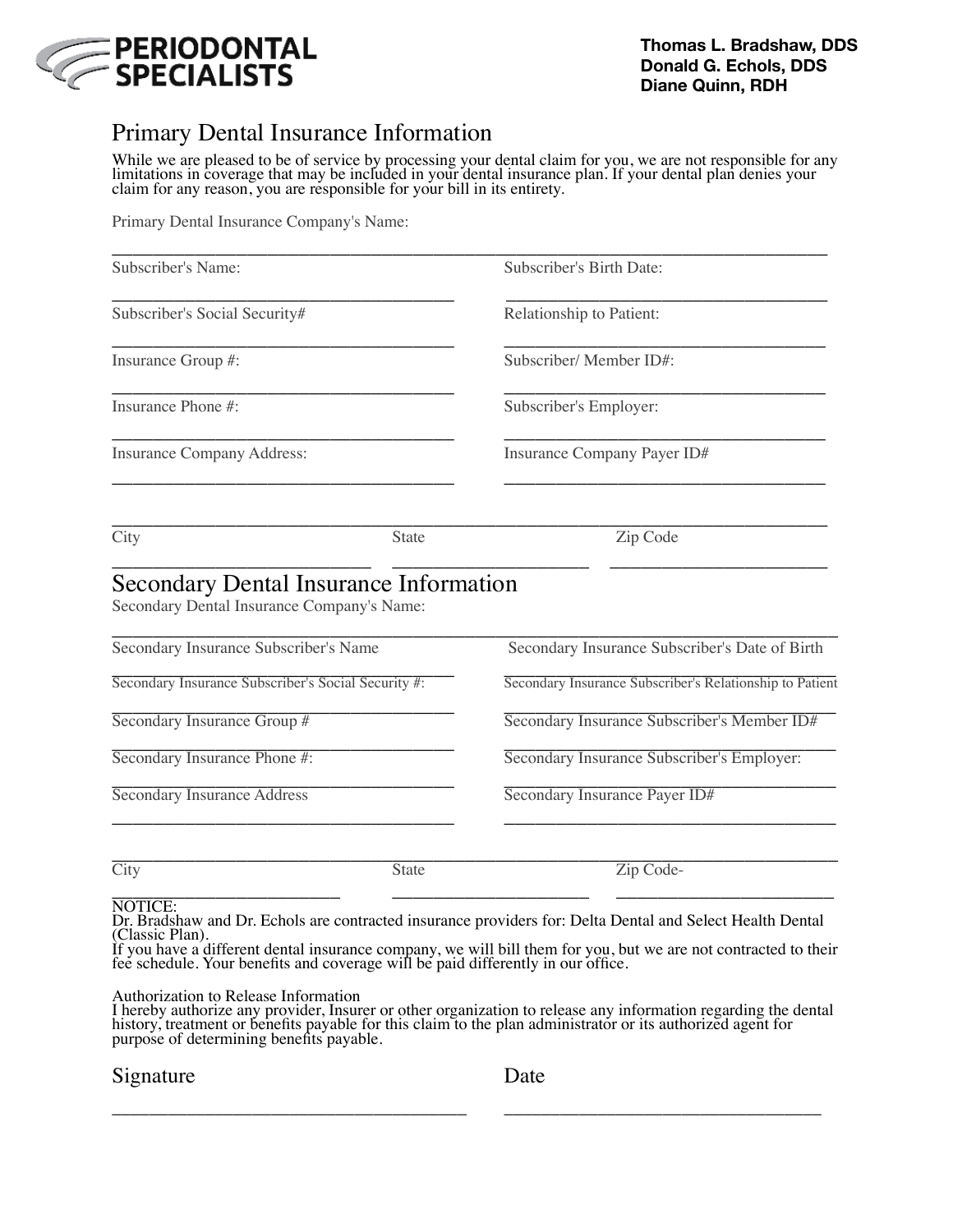**PERIODONTAL SPECIALISTS**

**Thomas L. Bradshaw, DDS**
**Donald G. Echols, DDS**
**Diane Quinn, RDH**

# Primary Dental Insurance Information

While we are pleased to be of service by processing your dental claim for you, we are not responsible for any limitations in coverage that may be included in your dental insurance plan. If your dental plan denies your claim for any reason, you are responsible for your bill in its entirety.

Primary Dental Insurance Company's Name:

______________________________________________________________________

Subscriber's Name: ______________________________ Subscriber's Birth Date: ______________________________

Subscriber's Social Security# ______________________________ Relationship to Patient: ______________________________

Insurance Group #: ______________________________ Subscriber/ Member ID#: ______________________________

Insurance Phone #: ______________________________ Subscriber's Employer: ______________________________

Insurance Company Address: ______________________________ Insurance Company Payer ID# ______________________________

______________________________________________________________________

City ____________________ State ____________________ Zip Code ____________________

# Secondary Dental Insurance Information

Secondary Dental Insurance Company's Name:

______________________________________________________________________

Secondary Insurance Subscriber's Name ______________________________ Secondary Insurance Subscriber's Date of Birth ______________________________

Secondary Insurance Subscriber's Social Security #: ______________________________ Secondary Insurance Subscriber's Relationship to Patient ______________________________

Secondary Insurance Group # ______________________________ Secondary Insurance Subscriber's Member ID# ______________________________

Secondary Insurance Phone #: ______________________________ Secondary Insurance Subscriber's Employer: ______________________________

Secondary Insurance Address ______________________________ Secondary Insurance Payer ID# ______________________________

______________________________________________________________________

City ____________________ State ____________________ Zip Code- ____________________

NOTICE:
Dr. Bradshaw and Dr. Echols are contracted insurance providers for: Delta Dental and Select Health Dental (Classic Plan).
If you have a different dental insurance company, we will bill them for you, but we are not contracted to their fee schedule. Your benefits and coverage will be paid differently in our office.

Authorization to Release Information
I hereby authorize any provider, Insurer or other organization to release any information regarding the dental history, treatment or benefits payable for this claim to the plan administrator or its authorized agent for purpose of determining benefits payable.

Signature ______________________________ Date ______________________________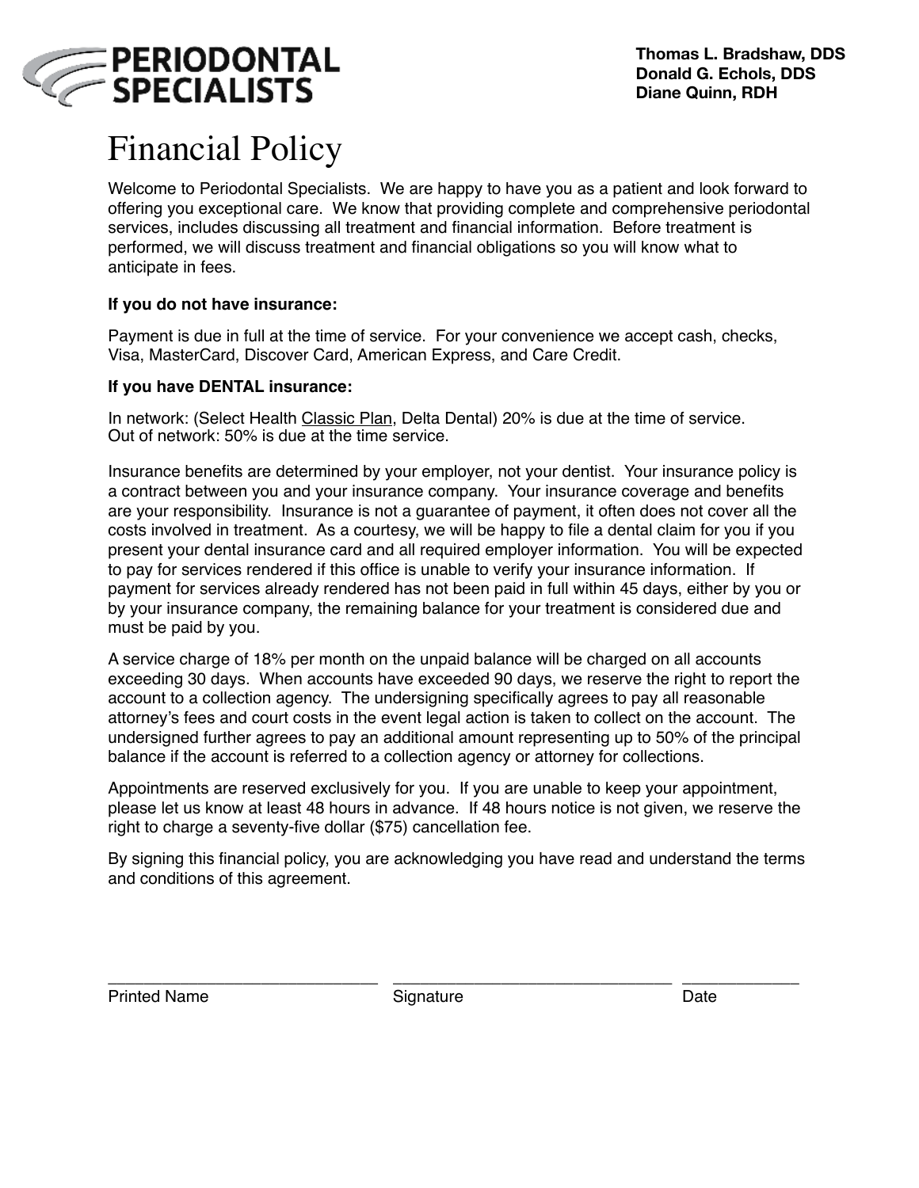**PERIODONTAL SPECIALISTS**

**Thomas L. Bradshaw, DDS**
**Donald G. Echols, DDS**
**Diane Quinn, RDH**

# Financial Policy

Welcome to Periodontal Specialists. We are happy to have you as a patient and look forward to offering you exceptional care. We know that providing complete and comprehensive periodontal services, includes discussing all treatment and financial information. Before treatment is performed, we will discuss treatment and financial obligations so you will know what to anticipate in fees.

**If you do not have insurance:**

Payment is due in full at the time of service. For your convenience we accept cash, checks, Visa, MasterCard, Discover Card, American Express, and Care Credit.

**If you have DENTAL insurance:**

In network: (Select Health Classic Plan, Delta Dental) 20% is due at the time of service.
Out of network: 50% is due at the time service.

Insurance benefits are determined by your employer, not your dentist. Your insurance policy is a contract between you and your insurance company. Your insurance coverage and benefits are your responsibility. Insurance is not a guarantee of payment, it often does not cover all the costs involved in treatment. As a courtesy, we will be happy to file a dental claim for you if you present your dental insurance card and all required employer information. You will be expected to pay for services rendered if this office is unable to verify your insurance information. If payment for services already rendered has not been paid in full within 45 days, either by you or by your insurance company, the remaining balance for your treatment is considered due and must be paid by you.

A service charge of 18% per month on the unpaid balance will be charged on all accounts exceeding 30 days. When accounts have exceeded 90 days, we reserve the right to report the account to a collection agency. The undersigning specifically agrees to pay all reasonable attorney's fees and court costs in the event legal action is taken to collect on the account. The undersigned further agrees to pay an additional amount representing up to 50% of the principal balance if the account is referred to a collection agency or attorney for collections.

Appointments are reserved exclusively for you. If you are unable to keep your appointment, please let us know at least 48 hours in advance. If 48 hours notice is not given, we reserve the right to charge a seventy-five dollar ($75) cancellation fee.

By signing this financial policy, you are acknowledging you have read and understand the terms and conditions of this agreement.

______________________________ ______________________________ ____________
Printed Name Signature Date